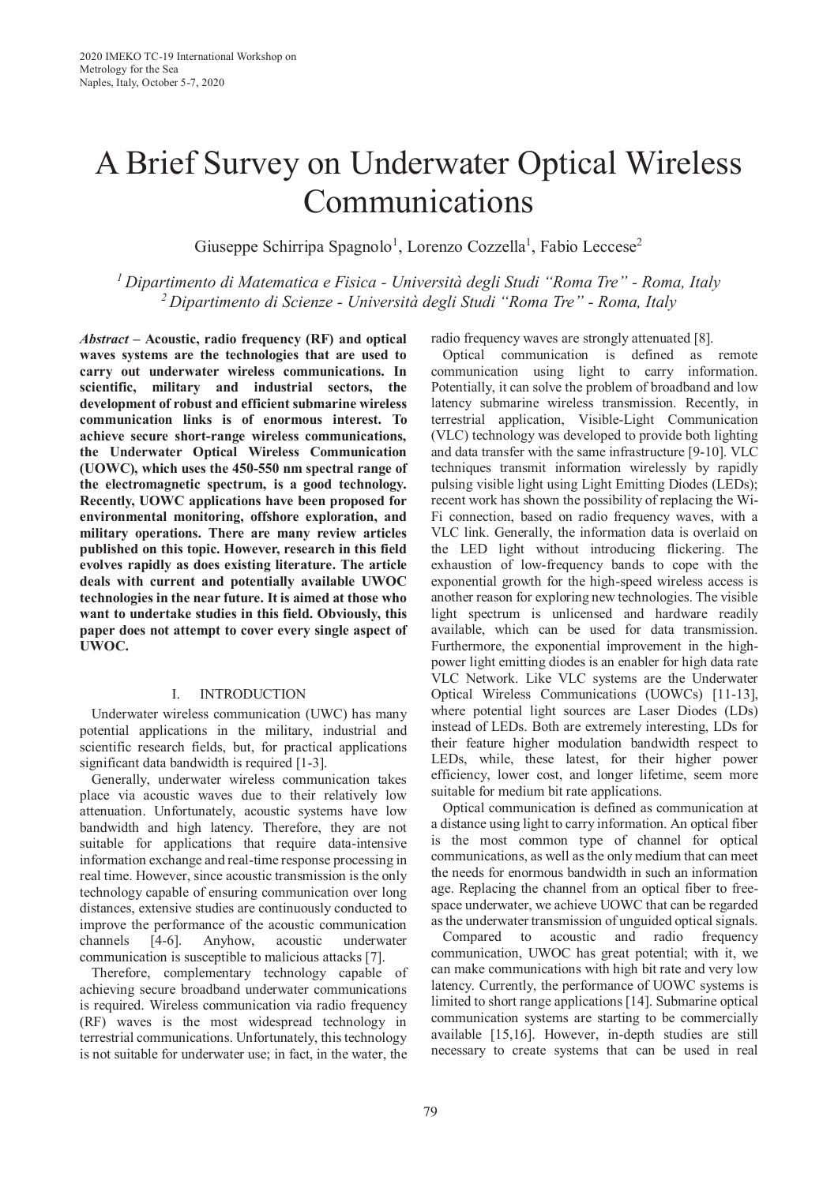2020 IMEKO TC-19 International Workshop on Metrology for the Sea
Naples, Italy, October 5-7, 2020

# A Brief Survey on Underwater Optical Wireless Communications

Giuseppe Schirripa Spagnolo[1], Lorenzo Cozzella[1], Fabio Leccese[2]

[1] *Dipartimento di Matematica e Fisica - Università degli Studi "Roma Tre" - Roma, Italy*
[2] *Dipartimento di Scienze - Università degli Studi "Roma Tre" - Roma, Italy*

***Abstract* – Acoustic, radio frequency (RF) and optical waves systems are the technologies that are used to carry out underwater wireless communications. In scientific, military and industrial sectors, the development of robust and efficient submarine wireless communication links is of enormous interest. To achieve secure short-range wireless communications, the Underwater Optical Wireless Communication (UOWC), which uses the 450-550 nm spectral range of the electromagnetic spectrum, is a good technology. Recently, UOWC applications have been proposed for environmental monitoring, offshore exploration, and military operations. There are many review articles published on this topic. However, research in this field evolves rapidly as does existing literature. The article deals with current and potentially available UWOC technologies in the near future. It is aimed at those who want to undertake studies in this field. Obviously, this paper does not attempt to cover every single aspect of UWOC.**

## I. INTRODUCTION

Underwater wireless communication (UWC) has many potential applications in the military, industrial and scientific research fields, but, for practical applications significant data bandwidth is required [1-3].

Generally, underwater wireless communication takes place via acoustic waves due to their relatively low attenuation. Unfortunately, acoustic systems have low bandwidth and high latency. Therefore, they are not suitable for applications that require data-intensive information exchange and real-time response processing in real time. However, since acoustic transmission is the only technology capable of ensuring communication over long distances, extensive studies are continuously conducted to improve the performance of the acoustic communication channels [4-6]. Anyhow, acoustic underwater communication is susceptible to malicious attacks [7].

Therefore, complementary technology capable of achieving secure broadband underwater communications is required. Wireless communication via radio frequency (RF) waves is the most widespread technology in terrestrial communications. Unfortunately, this technology is not suitable for underwater use; in fact, in the water, the radio frequency waves are strongly attenuated [8].

Optical communication is defined as remote communication using light to carry information. Potentially, it can solve the problem of broadband and low latency submarine wireless transmission. Recently, in terrestrial application, Visible-Light Communication (VLC) technology was developed to provide both lighting and data transfer with the same infrastructure [9-10]. VLC techniques transmit information wirelessly by rapidly pulsing visible light using Light Emitting Diodes (LEDs); recent work has shown the possibility of replacing the Wi-Fi connection, based on radio frequency waves, with a VLC link. Generally, the information data is overlaid on the LED light without introducing flickering. The exhaustion of low-frequency bands to cope with the exponential growth for the high-speed wireless access is another reason for exploring new technologies. The visible light spectrum is unlicensed and hardware readily available, which can be used for data transmission. Furthermore, the exponential improvement in the high-power light emitting diodes is an enabler for high data rate VLC Network. Like VLC systems are the Underwater Optical Wireless Communications (UOWCs) [11-13], where potential light sources are Laser Diodes (LDs) instead of LEDs. Both are extremely interesting, LDs for their feature higher modulation bandwidth respect to LEDs, while, these latest, for their higher power efficiency, lower cost, and longer lifetime, seem more suitable for medium bit rate applications.

Optical communication is defined as communication at a distance using light to carry information. An optical fiber is the most common type of channel for optical communications, as well as the only medium that can meet the needs for enormous bandwidth in such an information age. Replacing the channel from an optical fiber to free-space underwater, we achieve UOWC that can be regarded as the underwater transmission of unguided optical signals.

Compared to acoustic and radio frequency communication, UWOC has great potential; with it, we can make communications with high bit rate and very low latency. Currently, the performance of UOWC systems is limited to short range applications [14]. Submarine optical communication systems are starting to be commercially available [15,16]. However, in-depth studies are still necessary to create systems that can be used in real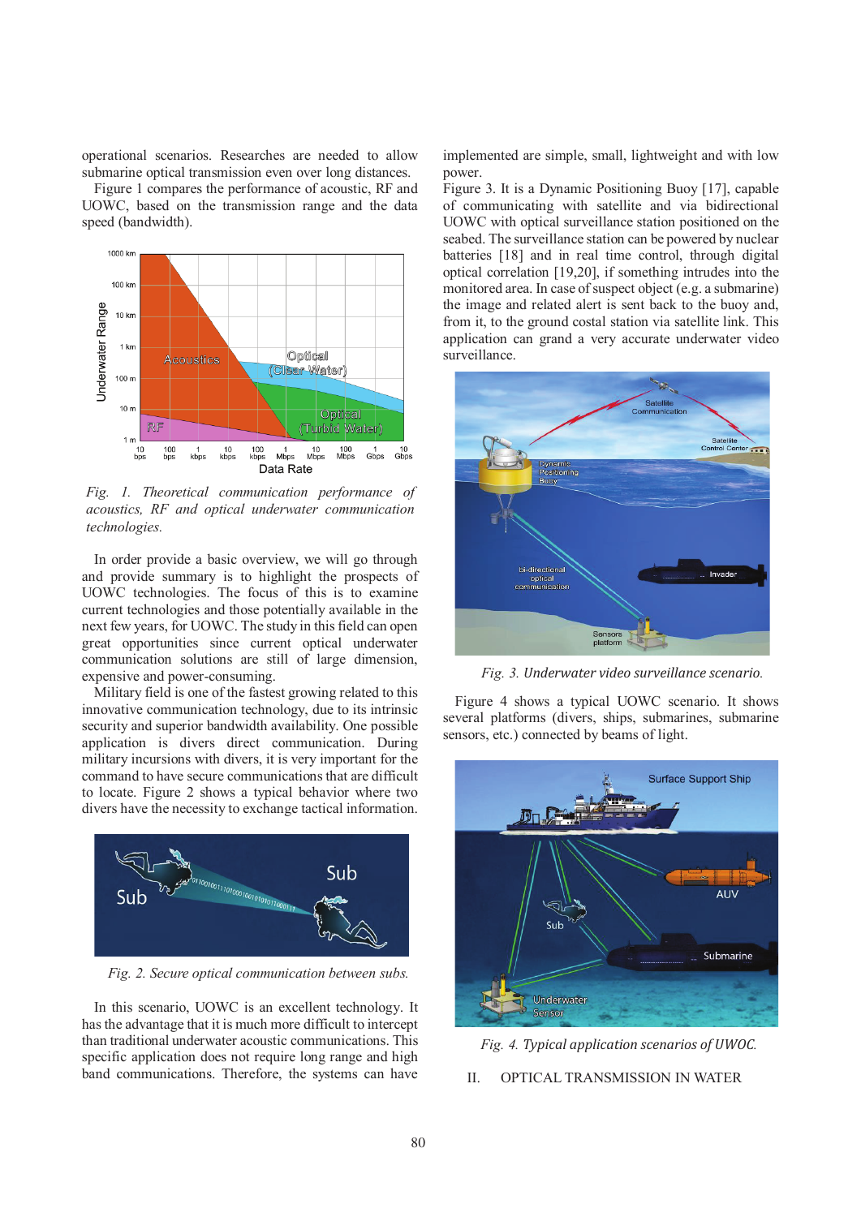operational scenarios. Researches are needed to allow submarine optical transmission even over long distances.

Figure 1 compares the performance of acoustic, RF and UOWC, based on the transmission range and the data speed (bandwidth).

*Fig. 1. Theoretical communication performance of acoustics, RF and optical underwater communication technologies.*

In order provide a basic overview, we will go through and provide summary is to highlight the prospects of UOWC technologies. The focus of this is to examine current technologies and those potentially available in the next few years, for UOWC. The study in this field can open great opportunities since current optical underwater communication solutions are still of large dimension, expensive and power-consuming.

Military field is one of the fastest growing related to this innovative communication technology, due to its intrinsic security and superior bandwidth availability. One possible application is divers direct communication. During military incursions with divers, it is very important for the command to have secure communications that are difficult to locate. Figure 2 shows a typical behavior where two divers have the necessity to exchange tactical information.

*Fig. 2. Secure optical communication between subs.*

In this scenario, UOWC is an excellent technology. It has the advantage that it is much more difficult to intercept than traditional underwater acoustic communications. This specific application does not require long range and high band communications. Therefore, the systems can have implemented are simple, small, lightweight and with low power.

Figure 3. It is a Dynamic Positioning Buoy [17], capable of communicating with satellite and via bidirectional UOWC with optical surveillance station positioned on the seabed. The surveillance station can be powered by nuclear batteries [18] and in real time control, through digital optical correlation [19,20], if something intrudes into the monitored area. In case of suspect object (e.g. a submarine) the image and related alert is sent back to the buoy and, from it, to the ground costal station via satellite link. This application can grand a very accurate underwater video surveillance.

*Fig. 3. Underwater video surveillance scenario.*

Figure 4 shows a typical UOWC scenario. It shows several platforms (divers, ships, submarines, submarine sensors, etc.) connected by beams of light.

*Fig. 4. Typical application scenarios of UWOC.*

## II. OPTICAL TRANSMISSION IN WATER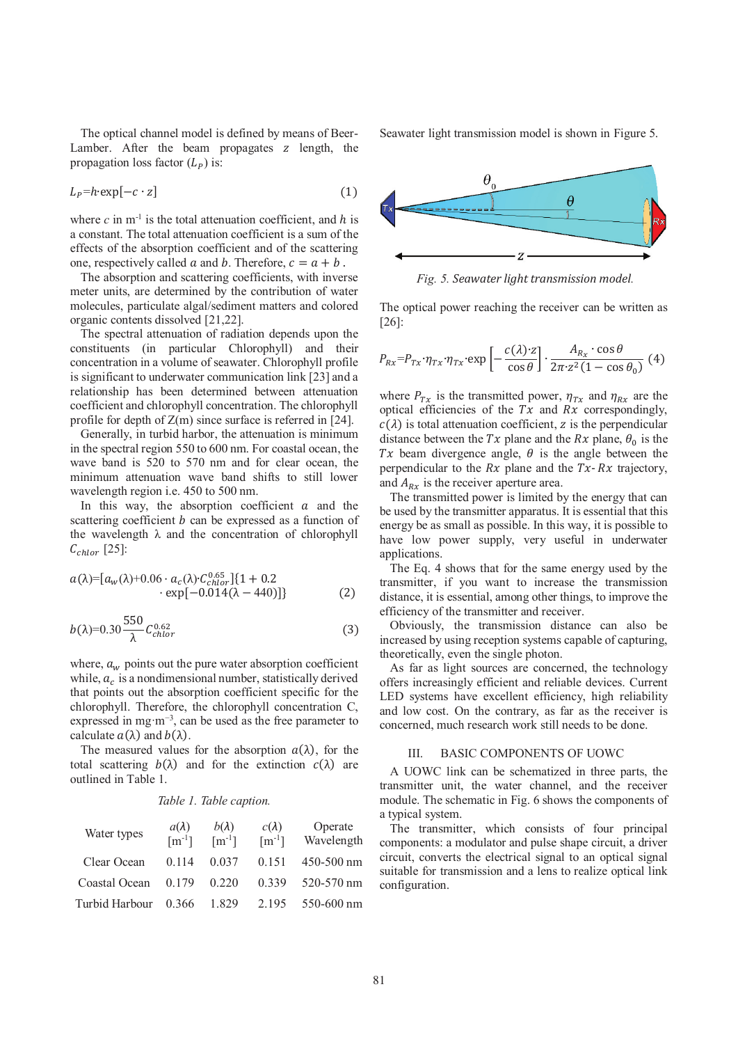The optical channel model is defined by means of Beer-Lamber. After the beam propagates $z$ length, the propagation loss factor ($L_P$) is:

$$L_P = h \cdot \exp[-c \cdot z] \tag{1}$$

where $c$ in m$^{-1}$ is the total attenuation coefficient, and $h$ is a constant. The total attenuation coefficient is a sum of the effects of the absorption coefficient and of the scattering one, respectively called $a$ and $b$. Therefore, $c = a + b$.

The absorption and scattering coefficients, with inverse meter units, are determined by the contribution of water molecules, particulate algal/sediment matters and colored organic contents dissolved [21,22].

The spectral attenuation of radiation depends upon the constituents (in particular Chlorophyll) and their concentration in a volume of seawater. Chlorophyll profile is significant to underwater communication link [23] and a relationship has been determined between attenuation coefficient and chlorophyll concentration. The chlorophyll profile for depth of Z(m) since surface is referred in [24].

Generally, in turbid harbor, the attenuation is minimum in the spectral region 550 to 600 nm. For coastal ocean, the wave band is 520 to 570 nm and for clear ocean, the minimum attenuation wave band shifts to still lower wavelength region i.e. 450 to 500 nm.

In this way, the absorption coefficient $a$ and the scattering coefficient $b$ can be expressed as a function of the wavelength λ and the concentration of chlorophyll $C_{chlor}$ [25]:

$$a(\lambda) = [a_w(\lambda) + 0.06 \cdot a_c(\lambda) \cdot C_{chlor}^{0.65}]\{1 + 0.2 \cdot \exp[-0.014(\lambda - 440)]\} \tag{2}$$

$$b(\lambda) = 0.30 \frac{550}{\lambda} C_{chlor}^{0.62} \tag{3}$$

where, $a_w$ points out the pure water absorption coefficient while, $a_c$ is a nondimensional number, statistically derived that points out the absorption coefficient specific for the chlorophyll. Therefore, the chlorophyll concentration C, expressed in mg·m$^{-3}$, can be used as the free parameter to calculate $a(\lambda)$ and $b(\lambda)$.

The measured values for the absorption $a(\lambda)$, for the total scattering $b(\lambda)$ and for the extinction $c(\lambda)$ are outlined in Table 1.

*Table 1. Table caption.*

| Water types | $a(\lambda)$ [m$^{-1}$] | $b(\lambda)$ [m$^{-1}$] | $c(\lambda)$ [m$^{-1}$] | Operate Wavelength |
|---|---|---|---|---|
| Clear Ocean | 0.114 | 0.037 | 0.151 | 450-500 nm |
| Coastal Ocean | 0.179 | 0.220 | 0.339 | 520-570 nm |
| Turbid Harbour | 0.366 | 1.829 | 2.195 | 550-600 nm |

Seawater light transmission model is shown in Figure 5.

*Fig. 5. Seawater light transmission model.*

The optical power reaching the receiver can be written as [26]:

$$P_{Rx} = P_{Tx} \cdot \eta_{Tx} \cdot \eta_{Tx} \cdot \exp\left[-\frac{c(\lambda) \cdot z}{\cos\theta}\right] \cdot \frac{A_{R_x} \cdot \cos\theta}{2\pi \cdot z^2 (1 - \cos\theta_0)} \tag{4}$$

where $P_{Tx}$ is the transmitted power, $\eta_{Tx}$ and $\eta_{Rx}$ are the optical efficiencies of the $Tx$ and $Rx$ correspondingly, $c(\lambda)$ is total attenuation coefficient, $z$ is the perpendicular distance between the $Tx$ plane and the $Rx$ plane, $\theta_0$ is the $Tx$ beam divergence angle, $\theta$ is the angle between the perpendicular to the $Rx$ plane and the $Tx$-$Rx$ trajectory, and $A_{Rx}$ is the receiver aperture area.

The transmitted power is limited by the energy that can be used by the transmitter apparatus. It is essential that this energy be as small as possible. In this way, it is possible to have low power supply, very useful in underwater applications.

The Eq. 4 shows that for the same energy used by the transmitter, if you want to increase the transmission distance, it is essential, among other things, to improve the efficiency of the transmitter and receiver.

Obviously, the transmission distance can also be increased by using reception systems capable of capturing, theoretically, even the single photon.

As far as light sources are concerned, the technology offers increasingly efficient and reliable devices. Current LED systems have excellent efficiency, high reliability and low cost. On the contrary, as far as the receiver is concerned, much research work still needs to be done.

## III. BASIC COMPONENTS OF UOWC

A UOWC link can be schematized in three parts, the transmitter unit, the water channel, and the receiver module. The schematic in Fig. 6 shows the components of a typical system.

The transmitter, which consists of four principal components: a modulator and pulse shape circuit, a driver circuit, converts the electrical signal to an optical signal suitable for transmission and a lens to realize optical link configuration.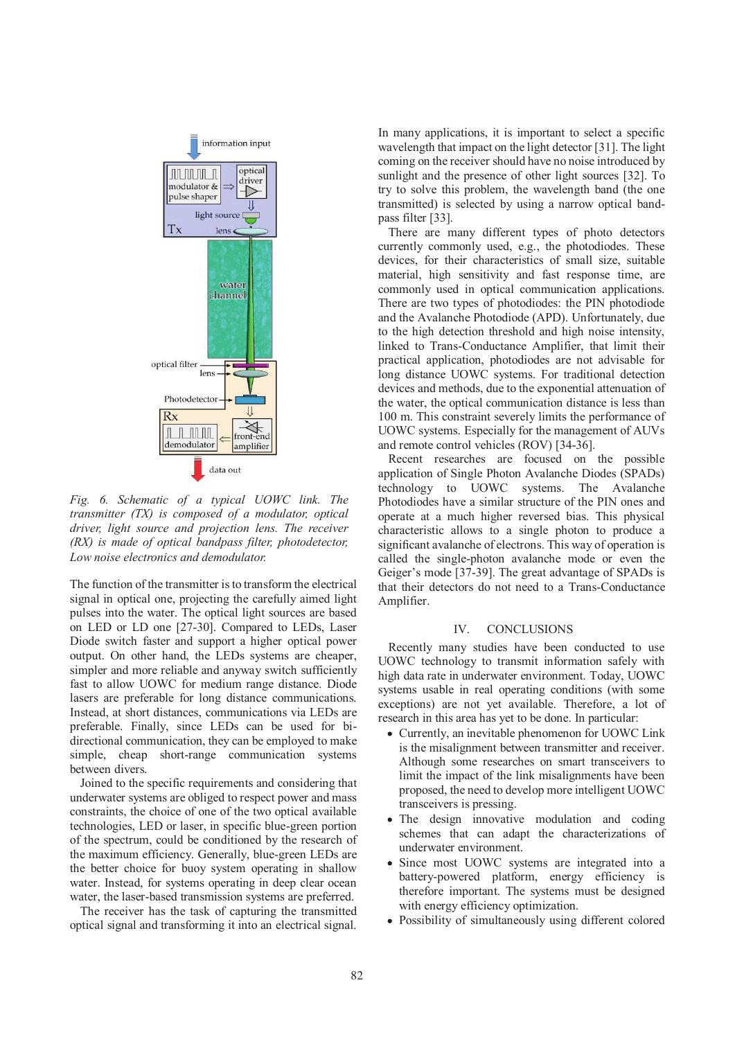*Fig. 6. Schematic of a typical UOWC link. The transmitter (TX) is composed of a modulator, optical driver, light source and projection lens. The receiver (RX) is made of optical bandpass filter, photodetector, Low noise electronics and demodulator.*

The function of the transmitter is to transform the electrical signal in optical one, projecting the carefully aimed light pulses into the water. The optical light sources are based on LED or LD one [27-30]. Compared to LEDs, Laser Diode switch faster and support a higher optical power output. On other hand, the LEDs systems are cheaper, simpler and more reliable and anyway switch sufficiently fast to allow UOWC for medium range distance. Diode lasers are preferable for long distance communications. Instead, at short distances, communications via LEDs are preferable. Finally, since LEDs can be used for bi-directional communication, they can be employed to make simple, cheap short-range communication systems between divers.

Joined to the specific requirements and considering that underwater systems are obliged to respect power and mass constraints, the choice of one of the two optical available technologies, LED or laser, in specific blue-green portion of the spectrum, could be conditioned by the research of the maximum efficiency. Generally, blue-green LEDs are the better choice for buoy system operating in shallow water. Instead, for systems operating in deep clear ocean water, the laser-based transmission systems are preferred.

The receiver has the task of capturing the transmitted optical signal and transforming it into an electrical signal. In many applications, it is important to select a specific wavelength that impact on the light detector [31]. The light coming on the receiver should have no noise introduced by sunlight and the presence of other light sources [32]. To try to solve this problem, the wavelength band (the one transmitted) is selected by using a narrow optical band-pass filter [33].

There are many different types of photo detectors currently commonly used, e.g., the photodiodes. These devices, for their characteristics of small size, suitable material, high sensitivity and fast response time, are commonly used in optical communication applications. There are two types of photodiodes: the PIN photodiode and the Avalanche Photodiode (APD). Unfortunately, due to the high detection threshold and high noise intensity, linked to Trans-Conductance Amplifier, that limit their practical application, photodiodes are not advisable for long distance UOWC systems. For traditional detection devices and methods, due to the exponential attenuation of the water, the optical communication distance is less than 100 m. This constraint severely limits the performance of UOWC systems. Especially for the management of AUVs and remote control vehicles (ROV) [34-36].

Recent researches are focused on the possible application of Single Photon Avalanche Diodes (SPADs) technology to UOWC systems. The Avalanche Photodiodes have a similar structure of the PIN ones and operate at a much higher reversed bias. This physical characteristic allows to a single photon to produce a significant avalanche of electrons. This way of operation is called the single-photon avalanche mode or even the Geiger's mode [37-39]. The great advantage of SPADs is that their detectors do not need to a Trans-Conductance Amplifier.

## IV. CONCLUSIONS

Recently many studies have been conducted to use UOWC technology to transmit information safely with high data rate in underwater environment. Today, UOWC systems usable in real operating conditions (with some exceptions) are not yet available. Therefore, a lot of research in this area has yet to be done. In particular:

- Currently, an inevitable phenomenon for UOWC Link is the misalignment between transmitter and receiver. Although some researches on smart transceivers to limit the impact of the link misalignments have been proposed, the need to develop more intelligent UOWC transceivers is pressing.
- The design innovative modulation and coding schemes that can adapt the characterizations of underwater environment.
- Since most UOWC systems are integrated into a battery-powered platform, energy efficiency is therefore important. The systems must be designed with energy efficiency optimization.
- Possibility of simultaneously using different colored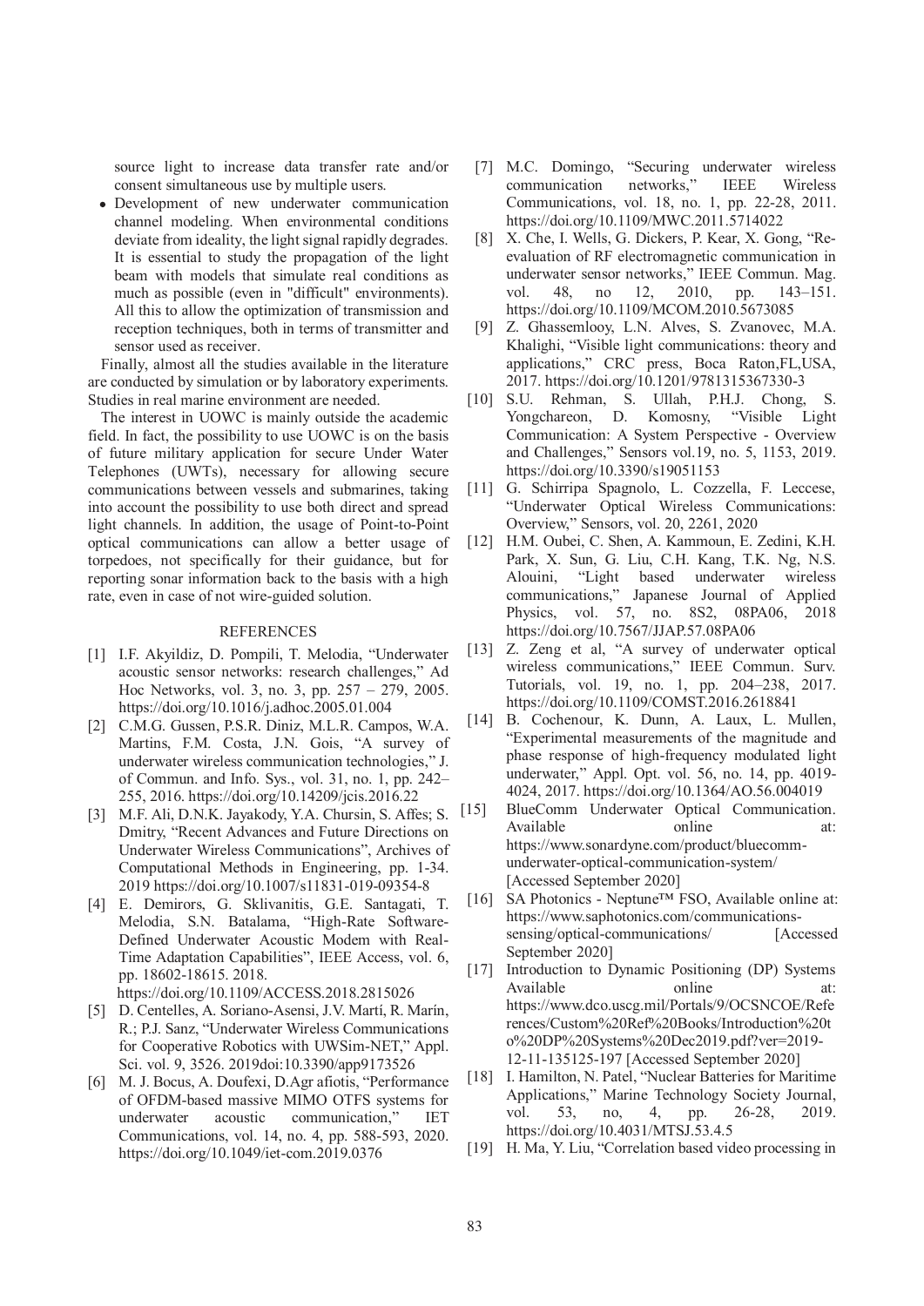source light to increase data transfer rate and/or consent simultaneous use by multiple users.

- Development of new underwater communication channel modeling. When environmental conditions deviate from ideality, the light signal rapidly degrades. It is essential to study the propagation of the light beam with models that simulate real conditions as much as possible (even in "difficult" environments). All this to allow the optimization of transmission and reception techniques, both in terms of transmitter and sensor used as receiver.

Finally, almost all the studies available in the literature are conducted by simulation or by laboratory experiments. Studies in real marine environment are needed.

The interest in UOWC is mainly outside the academic field. In fact, the possibility to use UOWC is on the basis of future military application for secure Under Water Telephones (UWTs), necessary for allowing secure communications between vessels and submarines, taking into account the possibility to use both direct and spread light channels. In addition, the usage of Point-to-Point optical communications can allow a better usage of torpedoes, not specifically for their guidance, but for reporting sonar information back to the basis with a high rate, even in case of not wire-guided solution.

## REFERENCES

[1] I.F. Akyildiz, D. Pompili, T. Melodia, "Underwater acoustic sensor networks: research challenges," Ad Hoc Networks, vol. 3, no. 3, pp. 257 – 279, 2005. https://doi.org/10.1016/j.adhoc.2005.01.004

[2] C.M.G. Gussen, P.S.R. Diniz, M.L.R. Campos, W.A. Martins, F.M. Costa, J.N. Gois, "A survey of underwater wireless communication technologies," J. of Commun. and Info. Sys., vol. 31, no. 1, pp. 242–255, 2016. https://doi.org/10.14209/jcis.2016.22

[3] M.F. Ali, D.N.K. Jayakody, Y.A. Chursin, S. Affes; S. Dmitry, "Recent Advances and Future Directions on Underwater Wireless Communications", Archives of Computational Methods in Engineering, pp. 1-34. 2019 https://doi.org/10.1007/s11831-019-09354-8

[4] E. Demirors, G. Sklivanitis, G.E. Santagati, T. Melodia, S.N. Batalama, "High-Rate Software-Defined Underwater Acoustic Modem with Real-Time Adaptation Capabilities", IEEE Access, vol. 6, pp. 18602-18615. 2018. https://doi.org/10.1109/ACCESS.2018.2815026

[5] D. Centelles, A. Soriano-Asensi, J.V. Martí, R. Marín, R.; P.J. Sanz, "Underwater Wireless Communications for Cooperative Robotics with UWSim-NET," Appl. Sci. vol. 9, 3526. 2019doi:10.3390/app9173526

[6] M. J. Bocus, A. Doufexi, D.Agr afiotis, "Performance of OFDM-based massive MIMO OTFS systems for underwater acoustic communication," IET Communications, vol. 14, no. 4, pp. 588-593, 2020. https://doi.org/10.1049/iet-com.2019.0376

[7] M.C. Domingo, "Securing underwater wireless communication networks," IEEE Wireless Communications, vol. 18, no. 1, pp. 22-28, 2011. https://doi.org/10.1109/MWC.2011.5714022

[8] X. Che, I. Wells, G. Dickers, P. Kear, X. Gong, "Re-evaluation of RF electromagnetic communication in underwater sensor networks," IEEE Commun. Mag. vol. 48, no 12, 2010, pp. 143–151. https://doi.org/10.1109/MCOM.2010.5673085

[9] Z. Ghassemlooy, L.N. Alves, S. Zvanovec, M.A. Khalighi, "Visible light communications: theory and applications," CRC press, Boca Raton,FL,USA, 2017. https://doi.org/10.1201/9781315367330-3

[10] S.U. Rehman, S. Ullah, P.H.J. Chong, S. Yongchareon, D. Komosny, "Visible Light Communication: A System Perspective - Overview and Challenges," Sensors vol.19, no. 5, 1153, 2019. https://doi.org/10.3390/s19051153

[11] G. Schirripa Spagnolo, L. Cozzella, F. Leccese, "Underwater Optical Wireless Communications: Overview," Sensors, vol. 20, 2261, 2020

[12] H.M. Oubei, C. Shen, A. Kammoun, E. Zedini, K.H. Park, X. Sun, G. Liu, C.H. Kang, T.K. Ng, N.S. Alouini, "Light based underwater wireless communications," Japanese Journal of Applied Physics, vol. 57, no. 8S2, 08PA06, 2018 https://doi.org/10.7567/JJAP.57.08PA06

[13] Z. Zeng et al, "A survey of underwater optical wireless communications," IEEE Commun. Surv. Tutorials, vol. 19, no. 1, pp. 204–238, 2017. https://doi.org/10.1109/COMST.2016.2618841

[14] B. Cochenour, K. Dunn, A. Laux, L. Mullen, "Experimental measurements of the magnitude and phase response of high-frequency modulated light underwater," Appl. Opt. vol. 56, no. 14, pp. 4019-4024, 2017. https://doi.org/10.1364/AO.56.004019

[15] BlueComm Underwater Optical Communication. Available online at: https://www.sonardyne.com/product/bluecomm-underwater-optical-communication-system/ [Accessed September 2020]

[16] SA Photonics - Neptune™ FSO, Available online at: https://www.saphotonics.com/communications-sensing/optical-communications/ [Accessed September 2020]

[17] Introduction to Dynamic Positioning (DP) Systems Available online at: https://www.dco.uscg.mil/Portals/9/OCSNCOE/References/Custom%20Ref%20Books/Introduction%20to%20DP%20Systems%20Dec2019.pdf?ver=2019-12-11-135125-197 [Accessed September 2020]

[18] I. Hamilton, N. Patel, "Nuclear Batteries for Maritime Applications," Marine Technology Society Journal, vol. 53, no, 4, pp. 26-28, 2019. https://doi.org/10.4031/MTSJ.53.4.5

[19] H. Ma, Y. Liu, "Correlation based video processing in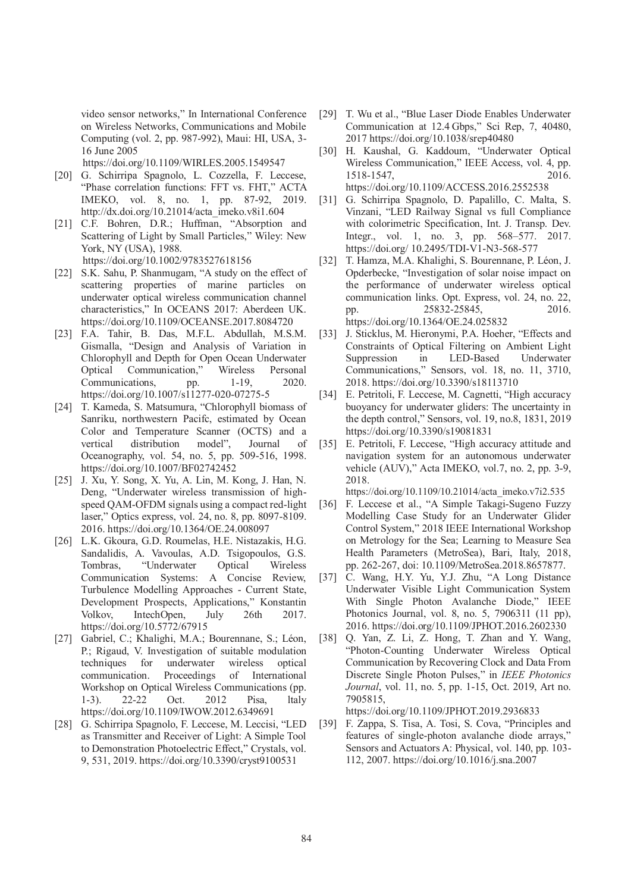video sensor networks," In International Conference on Wireless Networks, Communications and Mobile Computing (vol. 2, pp. 987-992), Maui: HI, USA, 3-16 June 2005
https://doi.org/10.1109/WIRLES.2005.1549547

[20] G. Schirripa Spagnolo, L. Cozzella, F. Leccese, "Phase correlation functions: FFT vs. FHT," ACTA IMEKO, vol. 8, no. 1, pp. 87-92, 2019. http://dx.doi.org/10.21014/acta_imeko.v8i1.604

[21] C.F. Bohren, D.R.; Huffman, "Absorption and Scattering of Light by Small Particles," Wiley: New York, NY (USA), 1988.
https://doi.org/10.1002/9783527618156

[22] S.K. Sahu, P. Shanmugam, "A study on the effect of scattering properties of marine particles on underwater optical wireless communication channel characteristics," In OCEANS 2017: Aberdeen UK. https://doi.org/10.1109/OCEANSE.2017.8084720

[23] F.A. Tahir, B. Das, M.F.L. Abdullah, M.S.M. Gismalla, "Design and Analysis of Variation in Chlorophyll and Depth for Open Ocean Underwater Optical Communication," Wireless Personal Communications, pp. 1-19, 2020. https://doi.org/10.1007/s11277-020-07275-5

[24] T. Kameda, S. Matsumura, "Chlorophyll biomass of Sanriku, northwestern Pacifc, estimated by Ocean Color and Temperature Scanner (OCTS) and a vertical distribution model", Journal of Oceanography, vol. 54, no. 5, pp. 509-516, 1998. https://doi.org/10.1007/BF02742452

[25] J. Xu, Y. Song, X. Yu, A. Lin, M. Kong, J. Han, N. Deng, "Underwater wireless transmission of high-speed QAM-OFDM signals using a compact red-light laser," Optics express, vol. 24, no. 8, pp. 8097-8109. 2016. https://doi.org/10.1364/OE.24.008097

[26] L.K. Gkoura, G.D. Roumelas, H.E. Nistazakis, H.G. Sandalidis, A. Vavoulas, A.D. Tsigopoulos, G.S. Tombras, "Underwater Optical Wireless Communication Systems: A Concise Review, Turbulence Modelling Approaches - Current State, Development Prospects, Applications," Konstantin Volkov, IntechOpen, July 26th 2017. https://doi.org/10.5772/67915

[27] Gabriel, C.; Khalighi, M.A.; Bourennane, S.; Léon, P.; Rigaud, V. Investigation of suitable modulation techniques for underwater wireless optical communication. Proceedings of International Workshop on Optical Wireless Communications (pp. 1-3). 22-22 Oct. 2012 Pisa, ltaly https://doi.org/10.1109/IWOW.2012.6349691

[28] G. Schirripa Spagnolo, F. Leccese, M. Leccisi, "LED as Transmitter and Receiver of Light: A Simple Tool to Demonstration Photoelectric Effect," Crystals, vol. 9, 531, 2019. https://doi.org/10.3390/cryst9100531

[29] T. Wu et al., "Blue Laser Diode Enables Underwater Communication at 12.4 Gbps," Sci Rep, 7, 40480, 2017 https://doi.org/10.1038/srep40480

[30] H. Kaushal, G. Kaddoum, "Underwater Optical Wireless Communication," IEEE Access, vol. 4, pp. 1518-1547, 2016. https://doi.org/10.1109/ACCESS.2016.2552538

[31] G. Schirripa Spagnolo, D. Papalillo, C. Malta, S. Vinzani, "LED Railway Signal vs full Compliance with colorimetric Specification, Int. J. Transp. Dev. Integr., vol. 1, no. 3, pp. 568–577. 2017. https://doi.org/ 10.2495/TDI-V1-N3-568-577

[32] T. Hamza, M.A. Khalighi, S. Bourennane, P. Léon, J. Opderbecke, "Investigation of solar noise impact on the performance of underwater wireless optical communication links. Opt. Express, vol. 24, no. 22, pp. 25832-25845, 2016. https://doi.org/10.1364/OE.24.025832

[33] J. Sticklus, M. Hieronymi, P.A. Hoeher, "Effects and Constraints of Optical Filtering on Ambient Light Suppression in LED-Based Underwater Communications," Sensors, vol. 18, no. 11, 3710, 2018. https://doi.org/10.3390/s18113710

[34] E. Petritoli, F. Leccese, M. Cagnetti, "High accuracy buoyancy for underwater gliders: The uncertainty in the depth control," Sensors, vol. 19, no.8, 1831, 2019 https://doi.org/10.3390/s19081831

[35] E. Petritoli, F. Leccese, "High accuracy attitude and navigation system for an autonomous underwater vehicle (AUV)," Acta IMEKO, vol.7, no. 2, pp. 3-9, 2018.
https://doi.org/10.1109/10.21014/acta_imeko.v7i2.535

[36] F. Leccese et al., "A Simple Takagi-Sugeno Fuzzy Modelling Case Study for an Underwater Glider Control System," 2018 IEEE International Workshop on Metrology for the Sea; Learning to Measure Sea Health Parameters (MetroSea), Bari, Italy, 2018, pp. 262-267, doi: 10.1109/MetroSea.2018.8657877.

[37] C. Wang, H.Y. Yu, Y.J. Zhu, "A Long Distance Underwater Visible Light Communication System With Single Photon Avalanche Diode," IEEE Photonics Journal, vol. 8, no. 5, 7906311 (11 pp), 2016. https://doi.org/10.1109/JPHOT.2016.2602330

[38] Q. Yan, Z. Li, Z. Hong, T. Zhan and Y. Wang, "Photon-Counting Underwater Wireless Optical Communication by Recovering Clock and Data From Discrete Single Photon Pulses," in *IEEE Photonics Journal*, vol. 11, no. 5, pp. 1-15, Oct. 2019, Art no. 7905815,
https://doi.org/10.1109/JPHOT.2019.2936833

[39] F. Zappa, S. Tisa, A. Tosi, S. Cova, "Principles and features of single-photon avalanche diode arrays," Sensors and Actuators A: Physical, vol. 140, pp. 103-112, 2007. https://doi.org/10.1016/j.sna.2007